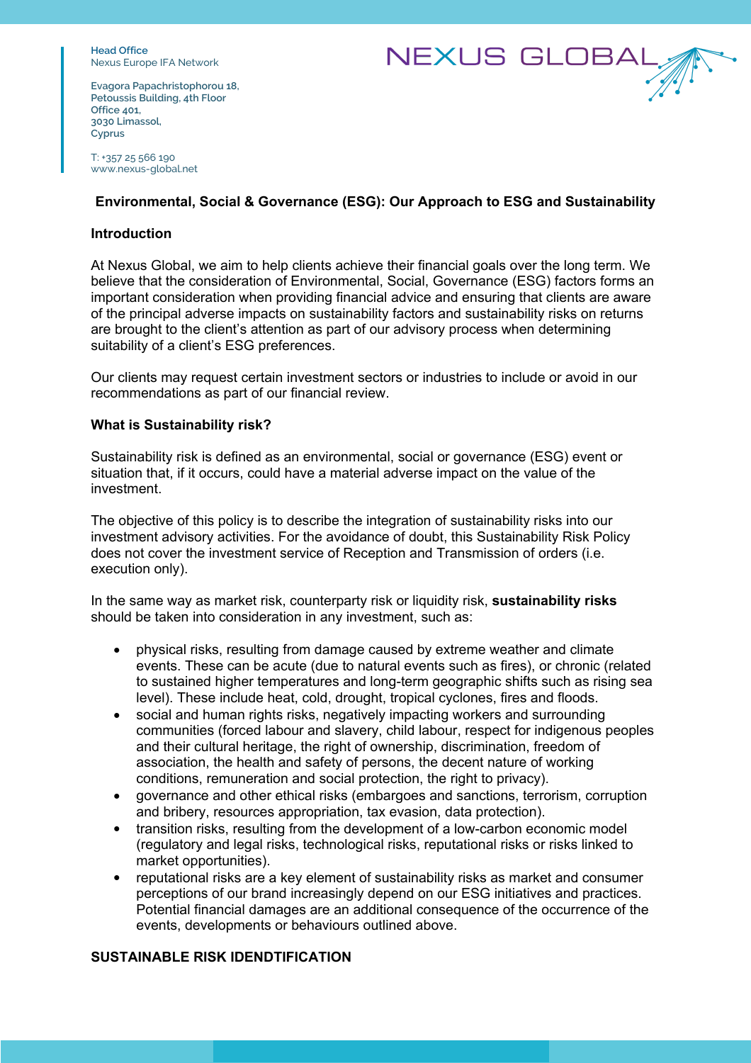Head Office
Nexus Europe IFA Network

Evagora Papachristophorou 18,
Petoussis Building, 4th Floor
Office 401,
3030 Limassol,
Cyprus

T: +357 25 566 190
www.nexus-global.net

NEXUS GLOBAL

## Environmental, Social & Governance (ESG): Our Approach to ESG and Sustainability

### Introduction

At Nexus Global, we aim to help clients achieve their financial goals over the long term. We believe that the consideration of Environmental, Social, Governance (ESG) factors forms an important consideration when providing financial advice and ensuring that clients are aware of the principal adverse impacts on sustainability factors and sustainability risks on returns are brought to the client's attention as part of our advisory process when determining suitability of a client's ESG preferences.

Our clients may request certain investment sectors or industries to include or avoid in our recommendations as part of our financial review.

### What is Sustainability risk?

Sustainability risk is defined as an environmental, social or governance (ESG) event or situation that, if it occurs, could have a material adverse impact on the value of the investment.

The objective of this policy is to describe the integration of sustainability risks into our investment advisory activities. For the avoidance of doubt, this Sustainability Risk Policy does not cover the investment service of Reception and Transmission of orders (i.e. execution only).

In the same way as market risk, counterparty risk or liquidity risk, **sustainability risks** should be taken into consideration in any investment, such as:

- physical risks, resulting from damage caused by extreme weather and climate events. These can be acute (due to natural events such as fires), or chronic (related to sustained higher temperatures and long-term geographic shifts such as rising sea level). These include heat, cold, drought, tropical cyclones, fires and floods.
- social and human rights risks, negatively impacting workers and surrounding communities (forced labour and slavery, child labour, respect for indigenous peoples and their cultural heritage, the right of ownership, discrimination, freedom of association, the health and safety of persons, the decent nature of working conditions, remuneration and social protection, the right to privacy).
- governance and other ethical risks (embargoes and sanctions, terrorism, corruption and bribery, resources appropriation, tax evasion, data protection).
- transition risks, resulting from the development of a low-carbon economic model (regulatory and legal risks, technological risks, reputational risks or risks linked to market opportunities).
- reputational risks are a key element of sustainability risks as market and consumer perceptions of our brand increasingly depend on our ESG initiatives and practices. Potential financial damages are an additional consequence of the occurrence of the events, developments or behaviours outlined above.

### SUSTAINABLE RISK IDENDTIFICATION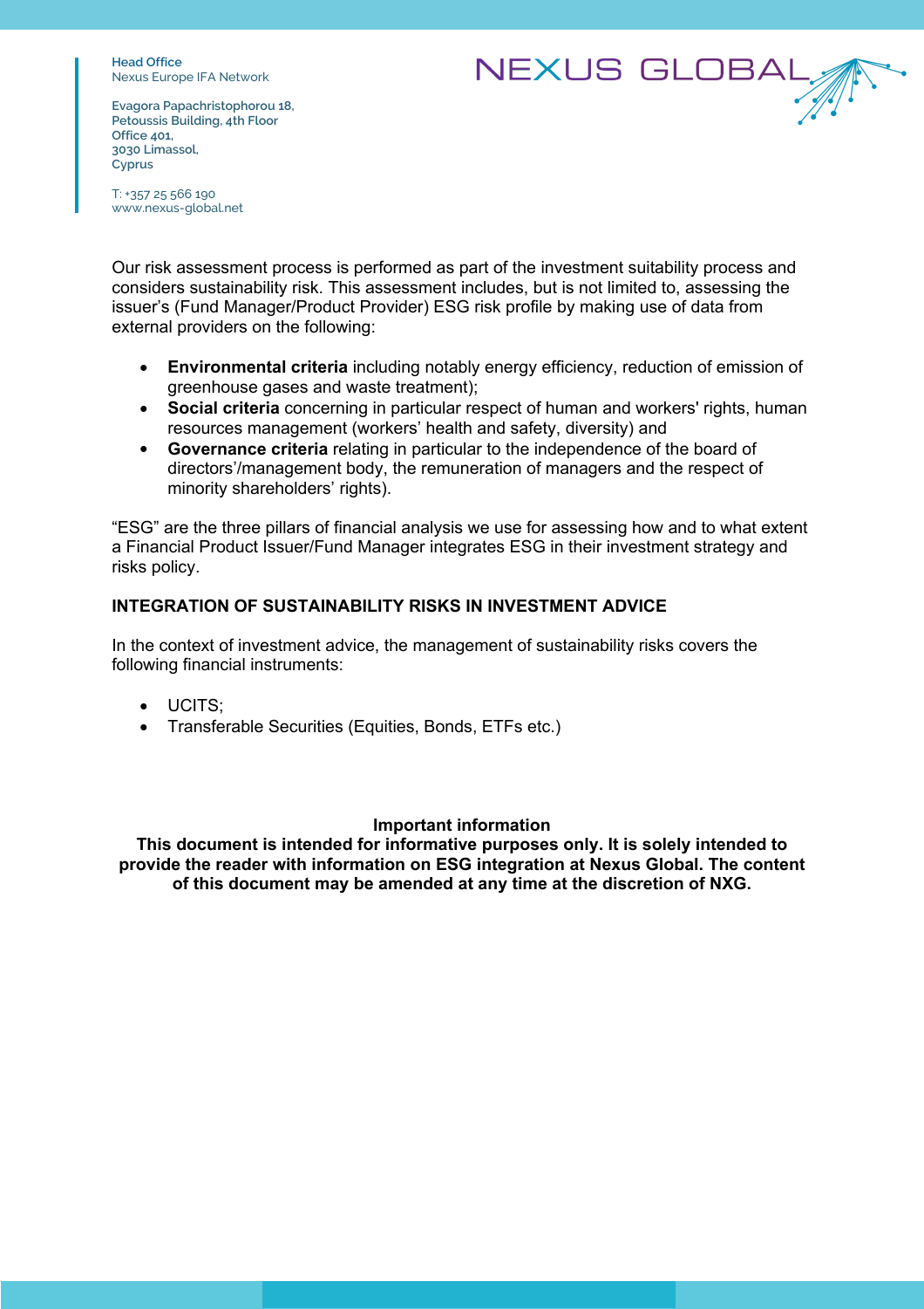Head Office
Nexus Europe IFA Network

Evagora Papachristophorou 18,
Petoussis Building, 4th Floor
Office 401,
3030 Limassol,
Cyprus

T: +357 25 566 190
www.nexus-global.net

Our risk assessment process is performed as part of the investment suitability process and considers sustainability risk. This assessment includes, but is not limited to, assessing the issuer's (Fund Manager/Product Provider) ESG risk profile by making use of data from external providers on the following:

- **Environmental criteria** including notably energy efficiency, reduction of emission of greenhouse gases and waste treatment);
- **Social criteria** concerning in particular respect of human and workers' rights, human resources management (workers' health and safety, diversity) and
- **Governance criteria** relating in particular to the independence of the board of directors'/management body, the remuneration of managers and the respect of minority shareholders' rights).

"ESG" are the three pillars of financial analysis we use for assessing how and to what extent a Financial Product Issuer/Fund Manager integrates ESG in their investment strategy and risks policy.

## INTEGRATION OF SUSTAINABILITY RISKS IN INVESTMENT ADVICE

In the context of investment advice, the management of sustainability risks covers the following financial instruments:

- UCITS;
- Transferable Securities (Equities, Bonds, ETFs etc.)

**Important information**
**This document is intended for informative purposes only. It is solely intended to provide the reader with information on ESG integration at Nexus Global. The content of this document may be amended at any time at the discretion of NXG.**